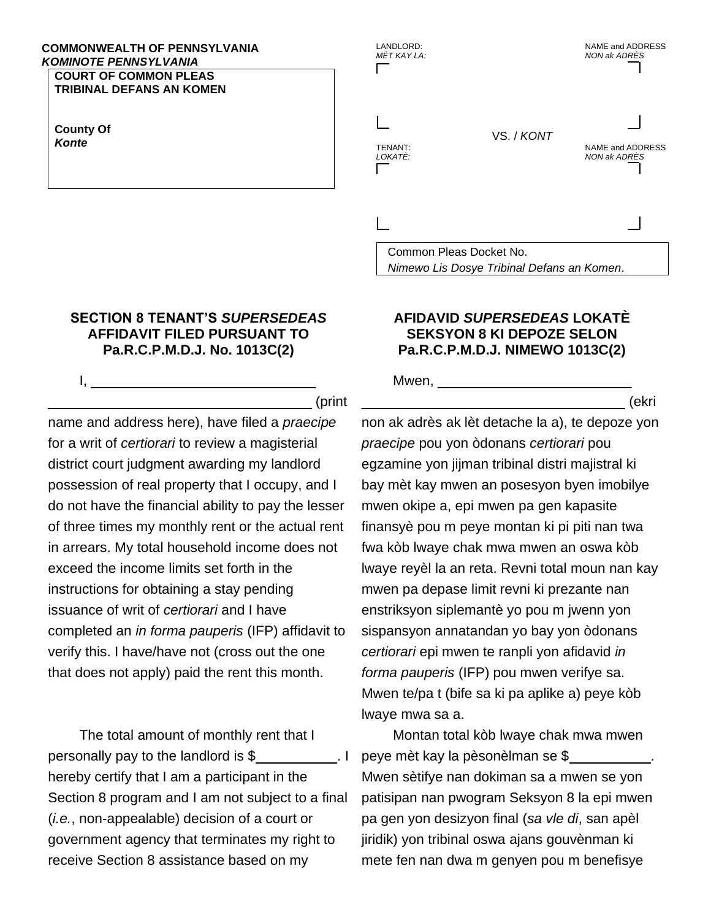**COMMONWEALTH OF PENNSYLVANIA**
***KOMINOTE PENNSYLVANIA***

**COURT OF COMMON PLEAS**
**TRIBINAL DEFANS AN KOMEN**

**County Of**
***Konte***

LANDLORD: / *MÈT KAY LA:* — NAME and ADDRESS / *NON ak ADRÈS*

VS. / *KONT*

TENANT: / *LOKATÈ:* — NAME and ADDRESS / *NON ak ADRÈS*

Common Pleas Docket No.
*Nimewo Lis Dosye Tribinal Defans an Komen*.

## SECTION 8 TENANT'S *SUPERSEDEAS* AFFIDAVIT FILED PURSUANT TO Pa.R.C.P.M.D.J. No. 1013C(2)

I, ______________________________ ______________________________ (print name and address here), have filed a *praecipe* for a writ of *certiorari* to review a magisterial district court judgment awarding my landlord possession of real property that I occupy, and I do not have the financial ability to pay the lesser of three times my monthly rent or the actual rent in arrears. My total household income does not exceed the income limits set forth in the instructions for obtaining a stay pending issuance of writ of *certiorari* and I have completed an *in forma pauperis* (IFP) affidavit to verify this. I have/have not (cross out the one that does not apply) paid the rent this month.

The total amount of monthly rent that I personally pay to the landlord is $__________. I hereby certify that I am a participant in the Section 8 program and I am not subject to a final (*i.e.*, non-appealable) decision of a court or government agency that terminates my right to receive Section 8 assistance based on my

## AFIDAVID *SUPERSEDEAS* LOKATÈ SEKSYON 8 KI DEPOZE SELON Pa.R.C.P.M.D.J. NIMEWO 1013C(2)

Mwen, ______________________________ ______________________________ (ekri non ak adrès ak lèt detache la a), te depoze yon *praecipe* pou yon òdonans *certiorari* pou egzamine yon jijman tribinal distri majistral ki bay mèt kay mwen an posesyon byen imobilye mwen okipe a, epi mwen pa gen kapasite finansyè pou m peye montan ki pi piti nan twa fwa kòb lwaye chak mwa mwen an oswa kòb lwaye reyèl la an reta. Revni total moun nan kay mwen pa depase limit revni ki prezante nan enstriksyon siplemantè yo pou m jwenn yon sispansyon annatandan yo bay yon òdonans *certiorari* epi mwen te ranpli yon afidavid *in forma pauperis* (IFP) pou mwen verifye sa. Mwen te/pa t (bife sa ki pa aplike a) peye kòb lwaye mwa sa a.

Montan total kòb lwaye chak mwa mwen peye mèt kay la pèsonèlman se $__________. Mwen sètifye nan dokiman sa a mwen se yon patisipan nan pwogram Seksyon 8 la epi mwen pa gen yon desizyon final (*sa vle di*, san apèl jiridik) yon tribinal oswa ajans gouvènman ki mete fen nan dwa m genyen pou m benefisye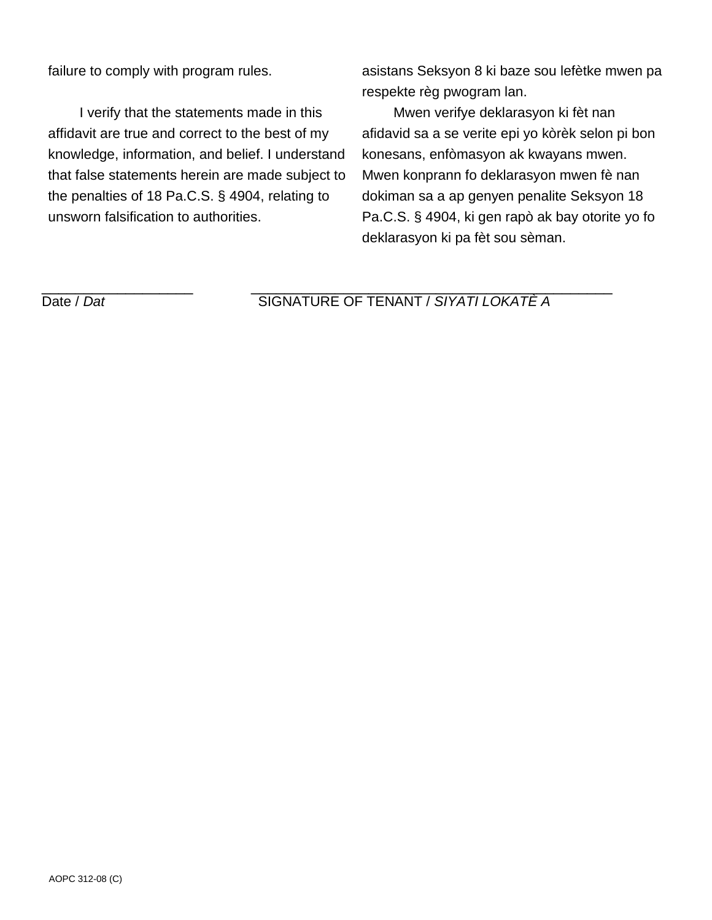failure to comply with program rules.

I verify that the statements made in this affidavit are true and correct to the best of my knowledge, information, and belief. I understand that false statements herein are made subject to the penalties of 18 Pa.C.S. § 4904, relating to unsworn falsification to authorities.

asistans Seksyon 8 ki baze sou lefètke mwen pa respekte règ pwogram lan.

Mwen verifye deklarasyon ki fèt nan afidavid sa a se verite epi yo kòrèk selon pi bon konesans, enfòmasyon ak kwayans mwen. Mwen konprann fo deklarasyon mwen fè nan dokiman sa a ap genyen penalite Seksyon 18 Pa.C.S. § 4904, ki gen rapò ak bay otorite yo fo deklarasyon ki pa fèt sou sèman.

____________________ &nbsp;&nbsp;&nbsp;&nbsp;&nbsp;&nbsp;&nbsp;&nbsp; ______________________________________________

Date / *Dat* &nbsp;&nbsp;&nbsp;&nbsp;&nbsp;&nbsp;&nbsp;&nbsp;&nbsp;&nbsp;&nbsp;&nbsp;&nbsp;&nbsp;&nbsp;&nbsp; SIGNATURE OF TENANT / *SIYATI LOKATÈ A*

AOPC 312-08 (C)